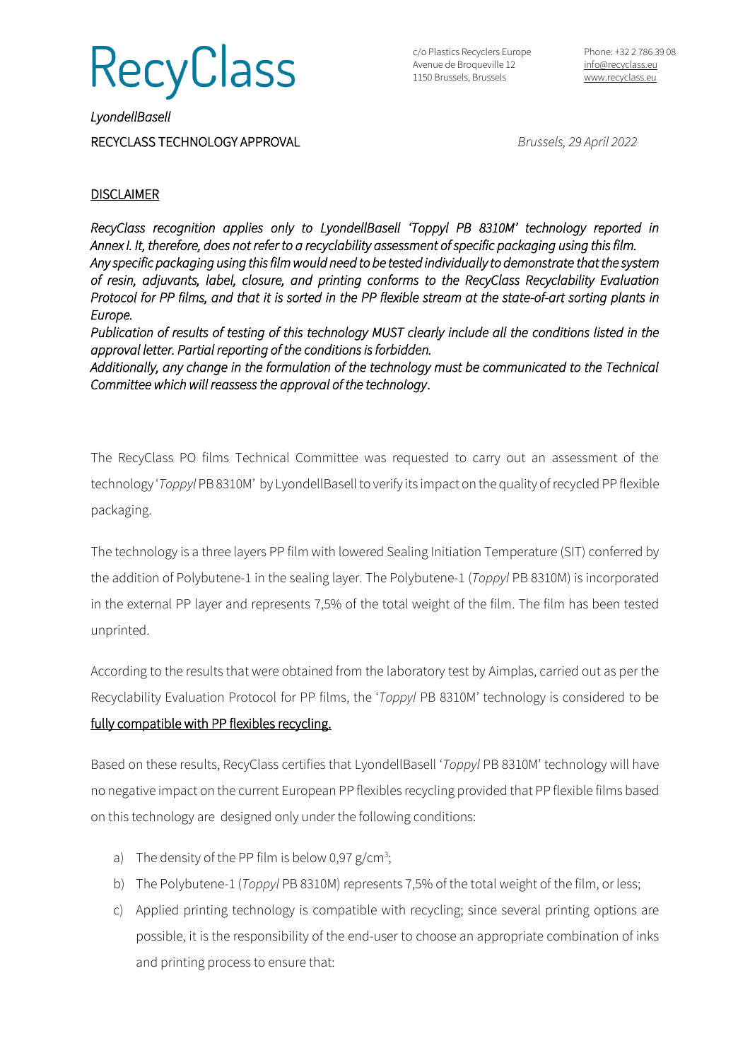# RecyClass

c/o Plastics Recyclers Europe
Avenue de Broqueville 12
1150 Brussels, Brussels

Phone: +32 2 786 39 08
info@recyclass.eu
www.recyclass.eu

*LyondellBasell*

RECYCLASS TECHNOLOGY APPROVAL

*Brussels, 29 April 2022*

## DISCLAIMER

*RecyClass recognition applies only to LyondellBasell 'Toppyl PB 8310M' technology reported in Annex I. It, therefore, does not refer to a recyclability assessment of specific packaging using this film.*
*Any specific packaging using this film would need to be tested individually to demonstrate that the system of resin, adjuvants, label, closure, and printing conforms to the RecyClass Recyclability Evaluation Protocol for PP films, and that it is sorted in the PP flexible stream at the state-of-art sorting plants in Europe.*
*Publication of results of testing of this technology MUST clearly include all the conditions listed in the approval letter. Partial reporting of the conditions is forbidden.*
*Additionally, any change in the formulation of the technology must be communicated to the Technical Committee which will reassess the approval of the technology.*

The RecyClass PO films Technical Committee was requested to carry out an assessment of the technology '*Toppyl* PB 8310M' by LyondellBasell to verify its impact on the quality of recycled PP flexible packaging.

The technology is a three layers PP film with lowered Sealing Initiation Temperature (SIT) conferred by the addition of Polybutene-1 in the sealing layer. The Polybutene-1 (*Toppyl* PB 8310M) is incorporated in the external PP layer and represents 7,5% of the total weight of the film. The film has been tested unprinted.

According to the results that were obtained from the laboratory test by Aimplas, carried out as per the Recyclability Evaluation Protocol for PP films, the '*Toppyl* PB 8310M' technology is considered to be fully compatible with PP flexibles recycling.

Based on these results, RecyClass certifies that LyondellBasell '*Toppyl* PB 8310M' technology will have no negative impact on the current European PP flexibles recycling provided that PP flexible films based on this technology are designed only under the following conditions:

a) The density of the PP film is below 0,97 g/cm$^3$;
b) The Polybutene-1 (*Toppyl* PB 8310M) represents 7,5% of the total weight of the film, or less;
c) Applied printing technology is compatible with recycling; since several printing options are possible, it is the responsibility of the end-user to choose an appropriate combination of inks and printing process to ensure that: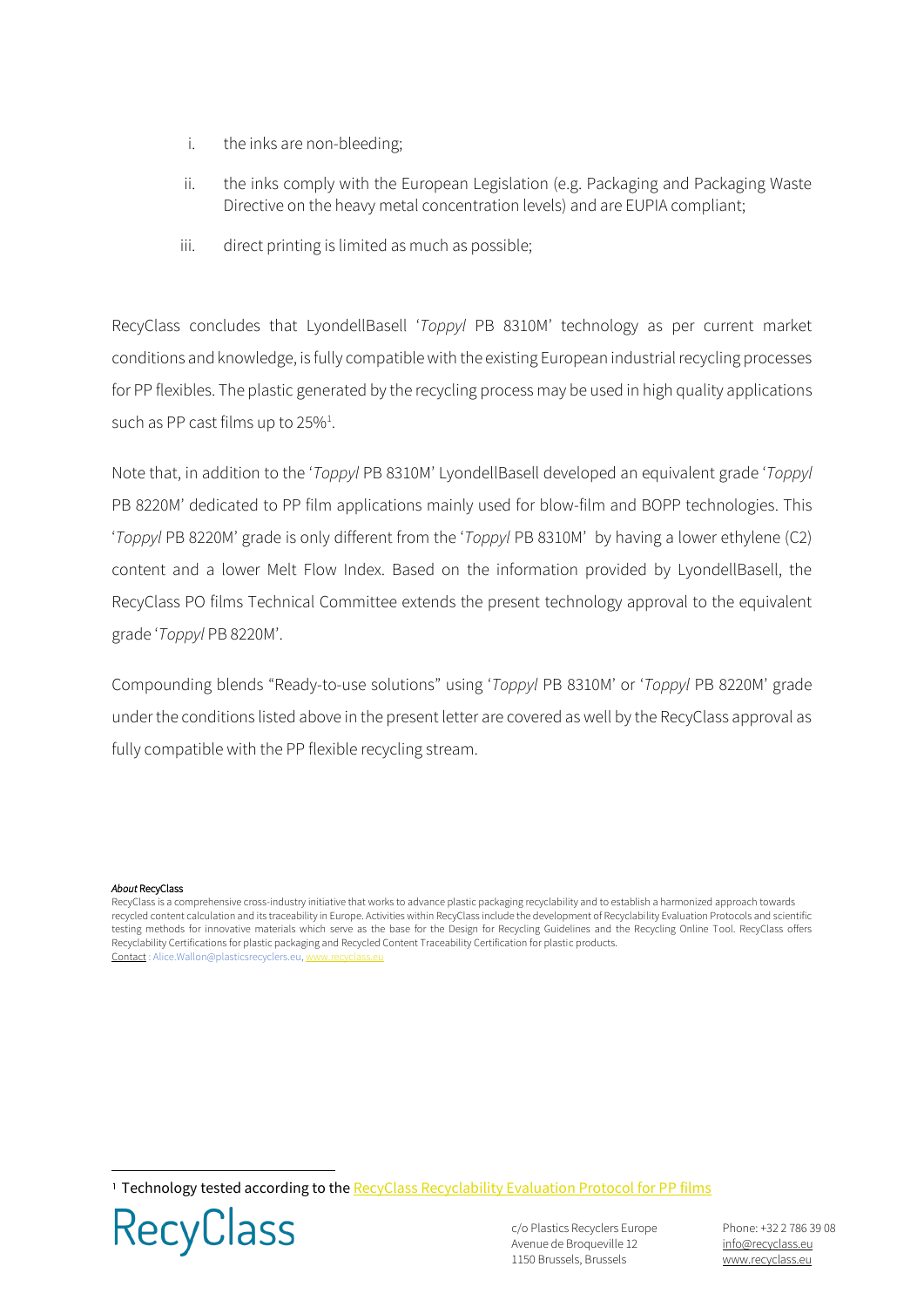i. the inks are non-bleeding;

ii. the inks comply with the European Legislation (e.g. Packaging and Packaging Waste Directive on the heavy metal concentration levels) and are EUPIA compliant;

iii. direct printing is limited as much as possible;

RecyClass concludes that LyondellBasell '*Toppyl* PB 8310M' technology as per current market conditions and knowledge, is fully compatible with the existing European industrial recycling processes for PP flexibles. The plastic generated by the recycling process may be used in high quality applications such as PP cast films up to 25%[1].

Note that, in addition to the '*Toppyl* PB 8310M' LyondellBasell developed an equivalent grade '*Toppyl* PB 8220M' dedicated to PP film applications mainly used for blow-film and BOPP technologies. This '*Toppyl* PB 8220M' grade is only different from the '*Toppyl* PB 8310M' by having a lower ethylene (C2) content and a lower Melt Flow Index. Based on the information provided by LyondellBasell, the RecyClass PO films Technical Committee extends the present technology approval to the equivalent grade '*Toppyl* PB 8220M'.

Compounding blends "Ready-to-use solutions" using '*Toppyl* PB 8310M' or '*Toppyl* PB 8220M' grade under the conditions listed above in the present letter are covered as well by the RecyClass approval as fully compatible with the PP flexible recycling stream.

***About* RecyClass**

RecyClass is a comprehensive cross-industry initiative that works to advance plastic packaging recyclability and to establish a harmonized approach towards recycled content calculation and its traceability in Europe. Activities within RecyClass include the development of Recyclability Evaluation Protocols and scientific testing methods for innovative materials which serve as the base for the Design for Recycling Guidelines and the Recycling Online Tool. RecyClass offers Recyclability Certifications for plastic packaging and Recycled Content Traceability Certification for plastic products.
Contact : Alice.Wallon@plasticsrecyclers.eu, www.recyclass.eu

[1] Technology tested according to the RecyClass Recyclability Evaluation Protocol for PP films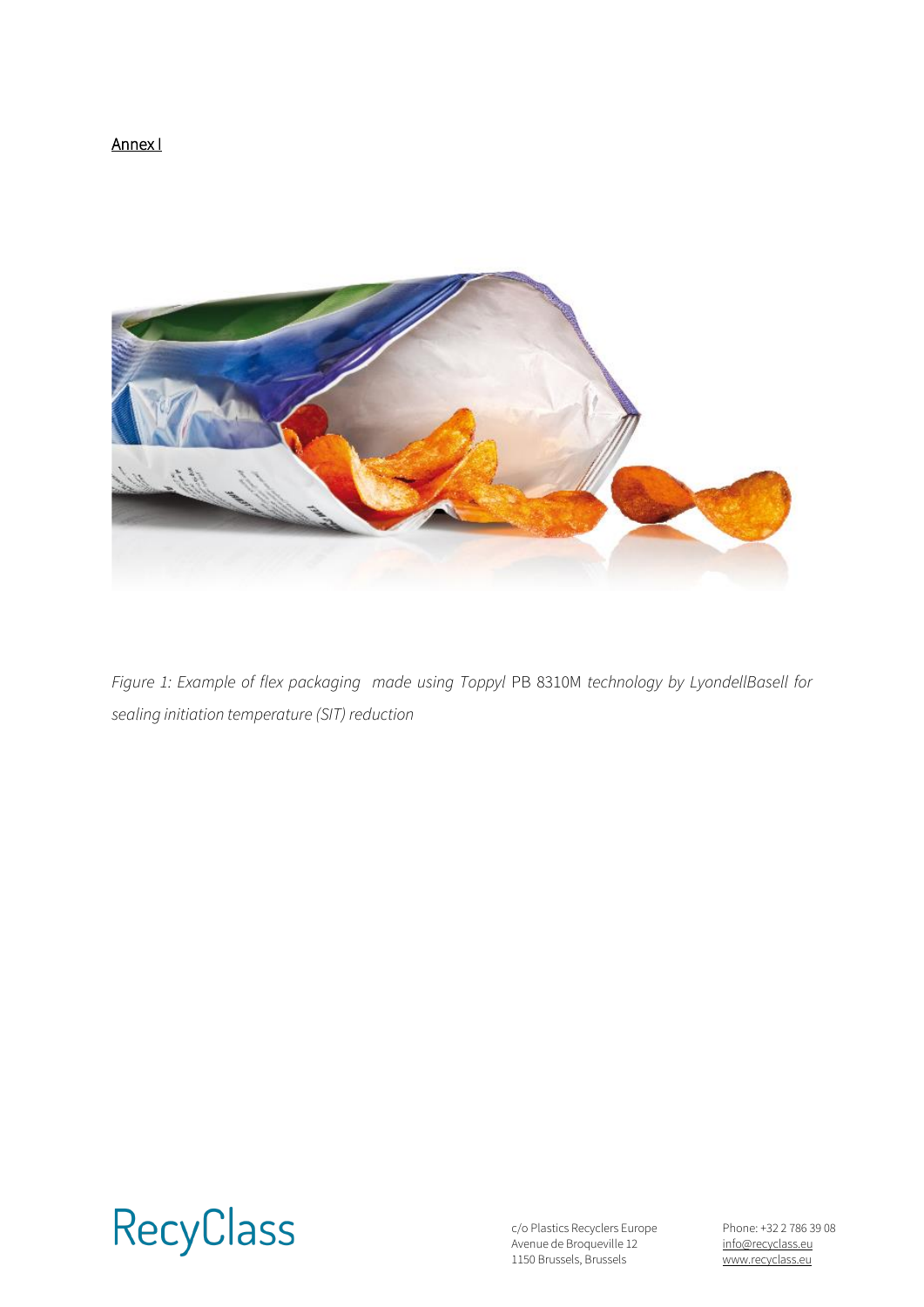Annex I

*Figure 1: Example of flex packaging made using Toppyl* PB 8310M *technology by LyondellBasell for sealing initiation temperature (SIT) reduction*